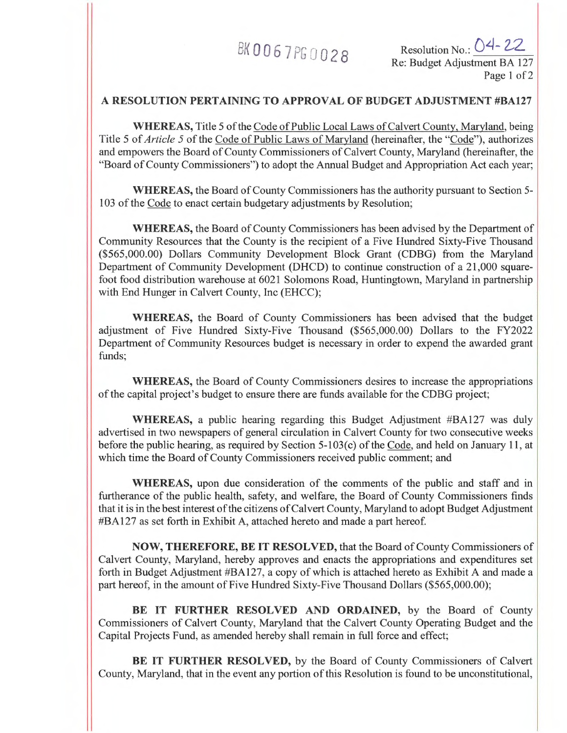BK0067PG0028

Resolution No.: 04-22
Re: Budget Adjustment BA 127

## A RESOLUTION PERTAINING TO APPROVAL OF BUDGET ADJUSTMENT #BA127

**WHEREAS,** Title 5 of the Code of Public Local Laws of Calvert County, Maryland, being Title 5 of *Article 5* of the Code of Public Laws of Maryland (hereinafter, the "Code"), authorizes and empowers the Board of County Commissioners of Calvert County, Maryland (hereinafter, the "Board of County Commissioners") to adopt the Annual Budget and Appropriation Act each year;

**WHEREAS,** the Board of County Commissioners has the authority pursuant to Section 5-103 of the Code to enact certain budgetary adjustments by Resolution;

**WHEREAS,** the Board of County Commissioners has been advised by the Department of Community Resources that the County is the recipient of a Five Hundred Sixty-Five Thousand ($565,000.00) Dollars Community Development Block Grant (CDBG) from the Maryland Department of Community Development (DHCD) to continue construction of a 21,000 square-foot food distribution warehouse at 6021 Solomons Road, Huntingtown, Maryland in partnership with End Hunger in Calvert County, Inc (EHCC);

**WHEREAS,** the Board of County Commissioners has been advised that the budget adjustment of Five Hundred Sixty-Five Thousand ($565,000.00) Dollars to the FY2022 Department of Community Resources budget is necessary in order to expend the awarded grant funds;

**WHEREAS,** the Board of County Commissioners desires to increase the appropriations of the capital project's budget to ensure there are funds available for the CDBG project;

**WHEREAS,** a public hearing regarding this Budget Adjustment #BA127 was duly advertised in two newspapers of general circulation in Calvert County for two consecutive weeks before the public hearing, as required by Section 5-103(c) of the Code, and held on January 11, at which time the Board of County Commissioners received public comment; and

**WHEREAS,** upon due consideration of the comments of the public and staff and in furtherance of the public health, safety, and welfare, the Board of County Commissioners finds that it is in the best interest of the citizens of Calvert County, Maryland to adopt Budget Adjustment #BA127 as set forth in Exhibit A, attached hereto and made a part hereof.

**NOW, THEREFORE, BE IT RESOLVED,** that the Board of County Commissioners of Calvert County, Maryland, hereby approves and enacts the appropriations and expenditures set forth in Budget Adjustment #BA127, a copy of which is attached hereto as Exhibit A and made a part hereof, in the amount of Five Hundred Sixty-Five Thousand Dollars ($565,000.00);

**BE IT FURTHER RESOLVED AND ORDAINED,** by the Board of County Commissioners of Calvert County, Maryland that the Calvert County Operating Budget and the Capital Projects Fund, as amended hereby shall remain in full force and effect;

**BE IT FURTHER RESOLVED,** by the Board of County Commissioners of Calvert County, Maryland, that in the event any portion of this Resolution is found to be unconstitutional,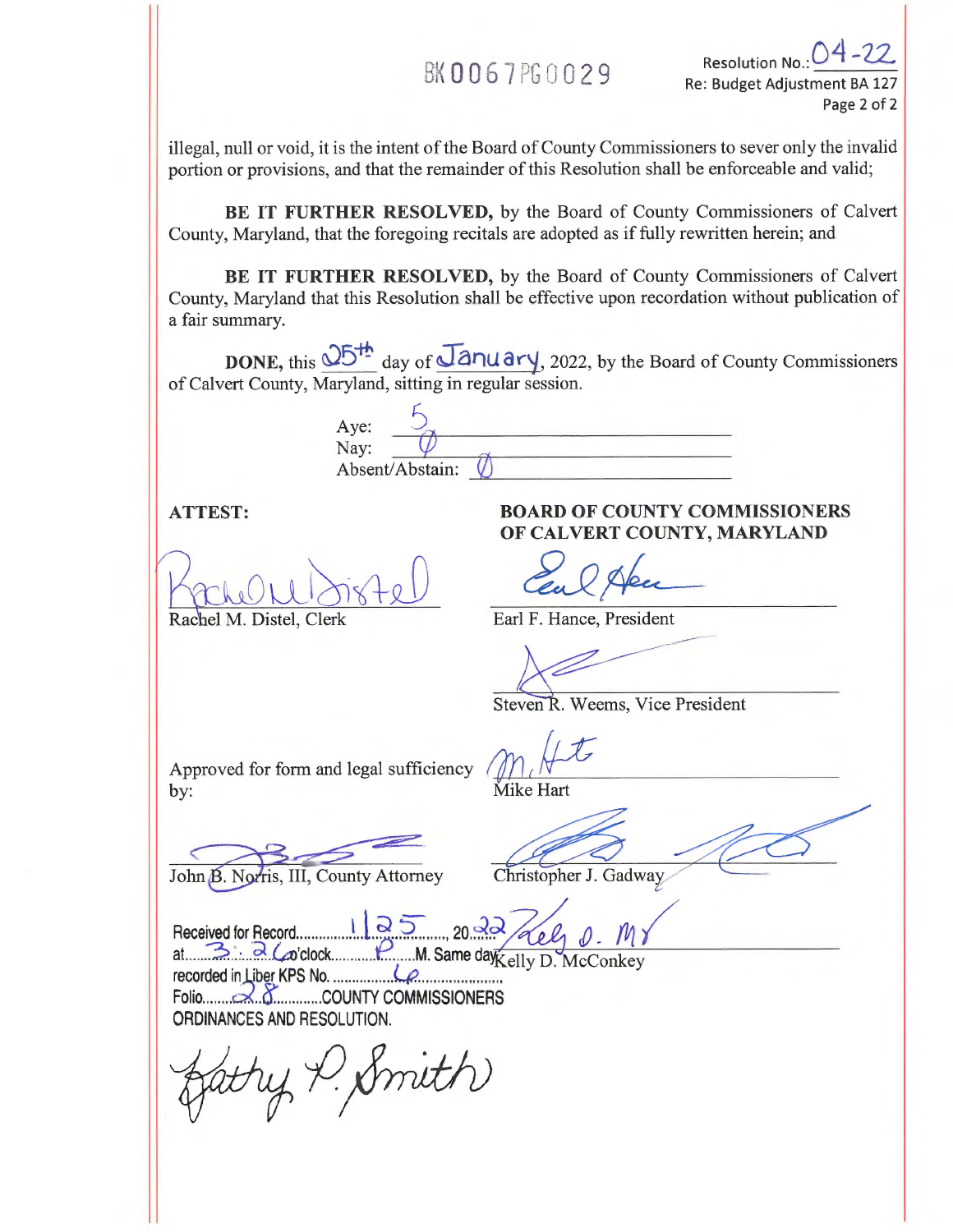BK0067PG0029

Resolution No.: 04-22
Re: Budget Adjustment BA 127

illegal, null or void, it is the intent of the Board of County Commissioners to sever only the invalid portion or provisions, and that the remainder of this Resolution shall be enforceable and valid;

**BE IT FURTHER RESOLVED,** by the Board of County Commissioners of Calvert County, Maryland, that the foregoing recitals are adopted as if fully rewritten herein; and

**BE IT FURTHER RESOLVED,** by the Board of County Commissioners of Calvert County, Maryland that this Resolution shall be effective upon recordation without publication of a fair summary.

**DONE,** this 25th day of January, 2022, by the Board of County Commissioners of Calvert County, Maryland, sitting in regular session.

Aye: 5
Nay: 0
Absent/Abstain: 0

**ATTEST:**

Rachel M. Distel, Clerk

**BOARD OF COUNTY COMMISSIONERS OF CALVERT COUNTY, MARYLAND**

Earl F. Hance, President

Steven R. Weems, Vice President

Approved for form and legal sufficiency by:

Mike Hart

John B. Norris, III, County Attorney

Christopher J. Gadway

Kelly D. McConkey

Received for Record 1/25, 2022
at 3:26 o'clock P. M. Same day
recorded in Liber KPS No. 6
Folio 28 COUNTY COMMISSIONERS ORDINANCES AND RESOLUTION.

Kathy P. Smith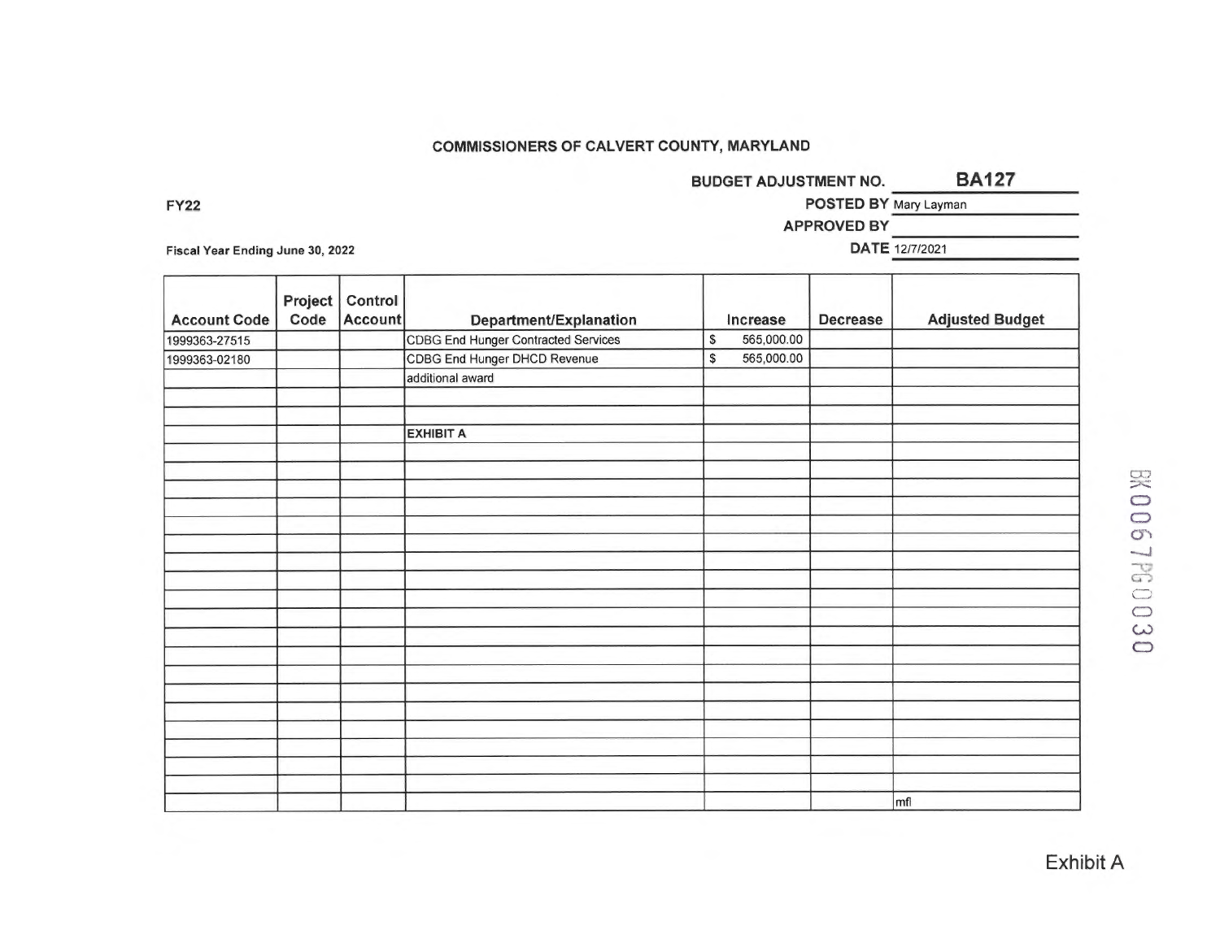**COMMISSIONERS OF CALVERT COUNTY, MARYLAND**

BUDGET ADJUSTMENT NO. **BA127**

FY22

POSTED BY Mary Layman

APPROVED BY

Fiscal Year Ending June 30, 2022

DATE 12/7/2021

| Account Code | Project Code | Control Account | Department/Explanation | Increase | Decrease | Adjusted Budget |
|---|---|---|---|---|---|---|
| 1999363-27515 | | | CDBG End Hunger Contracted Services | $ 565,000.00 | | |
| 1999363-02180 | | | CDBG End Hunger DHCD Revenue | $ 565,000.00 | | |
| | | | additional award | | | |
| | | | | | | |
| | | | | | | |
| | | | EXHIBIT A | | | |
| | | | | | | mfl |

BK0067PG0030

Exhibit A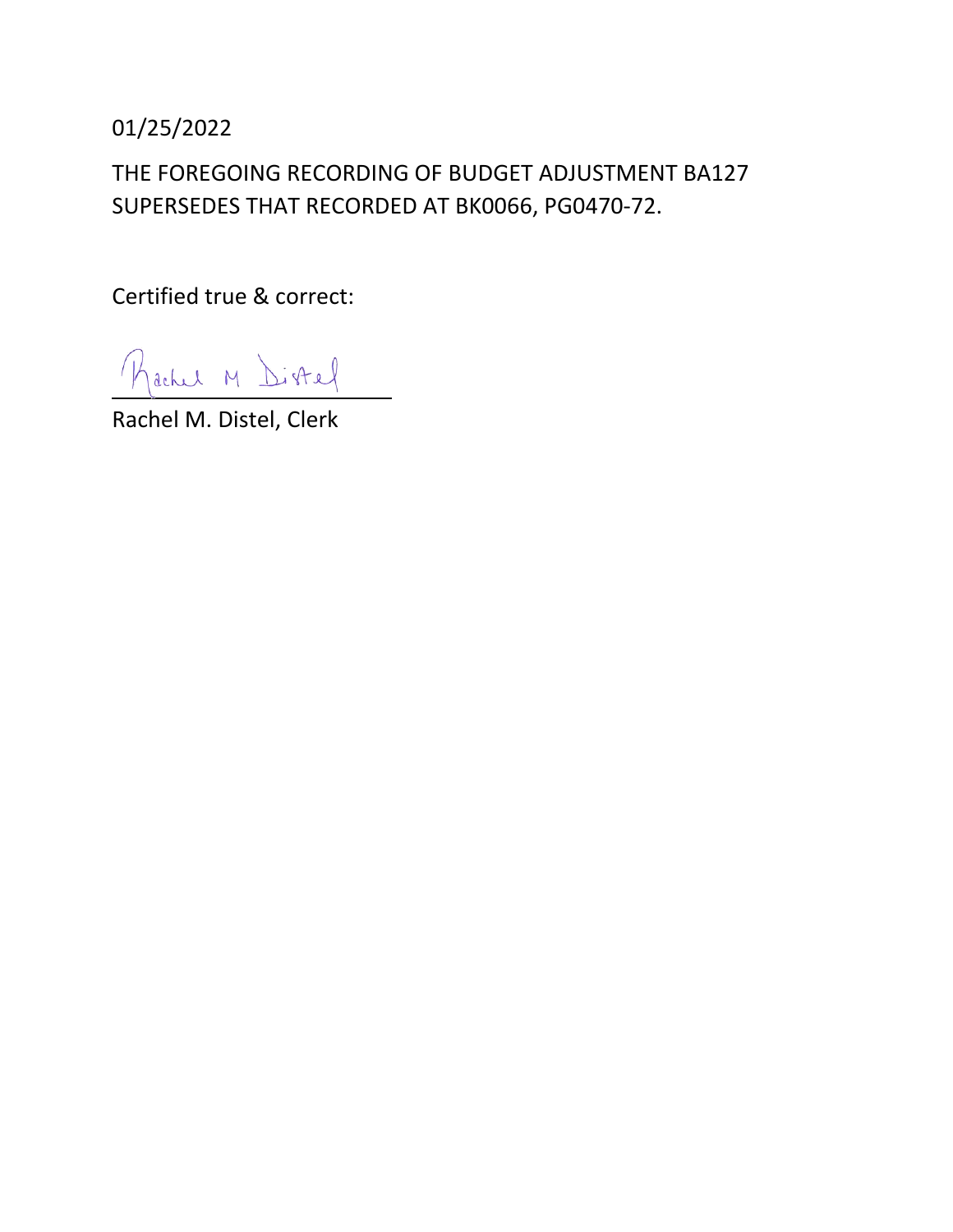01/25/2022

THE FOREGOING RECORDING OF BUDGET ADJUSTMENT BA127 SUPERSEDES THAT RECORDED AT BK0066, PG0470-72.

Certified true & correct:

Rachel M Distel

Rachel M. Distel, Clerk